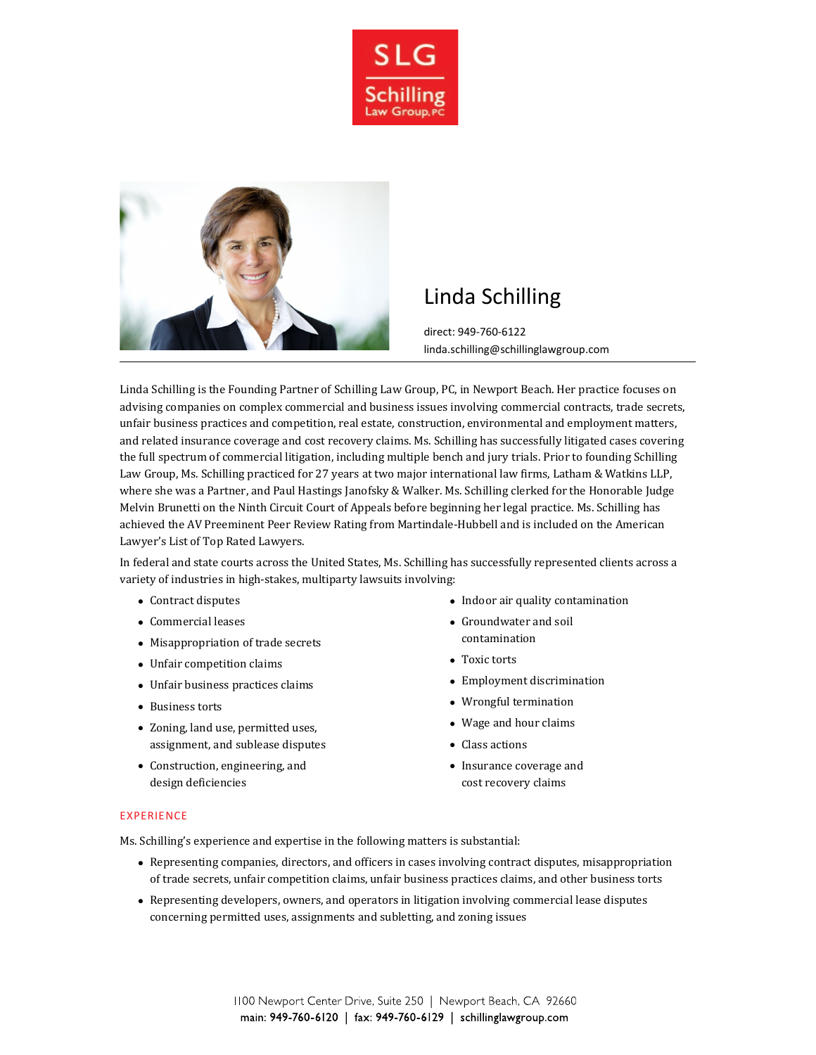SLG
Schilling
Law Group, PC

# Linda Schilling

direct: 949-760-6122
linda.schilling@schillinglawgroup.com

Linda Schilling is the Founding Partner of Schilling Law Group, PC, in Newport Beach. Her practice focuses on advising companies on complex commercial and business issues involving commercial contracts, trade secrets, unfair business practices and competition, real estate, construction, environmental and employment matters, and related insurance coverage and cost recovery claims. Ms. Schilling has successfully litigated cases covering the full spectrum of commercial litigation, including multiple bench and jury trials. Prior to founding Schilling Law Group, Ms. Schilling practiced for 27 years at two major international law firms, Latham & Watkins LLP, where she was a Partner, and Paul Hastings Janofsky & Walker. Ms. Schilling clerked for the Honorable Judge Melvin Brunetti on the Ninth Circuit Court of Appeals before beginning her legal practice. Ms. Schilling has achieved the AV Preeminent Peer Review Rating from Martindale-Hubbell and is included on the American Lawyer's List of Top Rated Lawyers.

In federal and state courts across the United States, Ms. Schilling has successfully represented clients across a variety of industries in high-stakes, multiparty lawsuits involving:

- Contract disputes
- Commercial leases
- Misappropriation of trade secrets
- Unfair competition claims
- Unfair business practices claims
- Business torts
- Zoning, land use, permitted uses, assignment, and sublease disputes
- Construction, engineering, and design deficiencies
- Indoor air quality contamination
- Groundwater and soil contamination
- Toxic torts
- Employment discrimination
- Wrongful termination
- Wage and hour claims
- Class actions
- Insurance coverage and cost recovery claims

## EXPERIENCE

Ms. Schilling's experience and expertise in the following matters is substantial:

- Representing companies, directors, and officers in cases involving contract disputes, misappropriation of trade secrets, unfair competition claims, unfair business practices claims, and other business torts
- Representing developers, owners, and operators in litigation involving commercial lease disputes concerning permitted uses, assignments and subletting, and zoning issues

1100 Newport Center Drive, Suite 250 | Newport Beach, CA 92660
main: 949-760-6120 | fax: 949-760-6129 | schillinglawgroup.com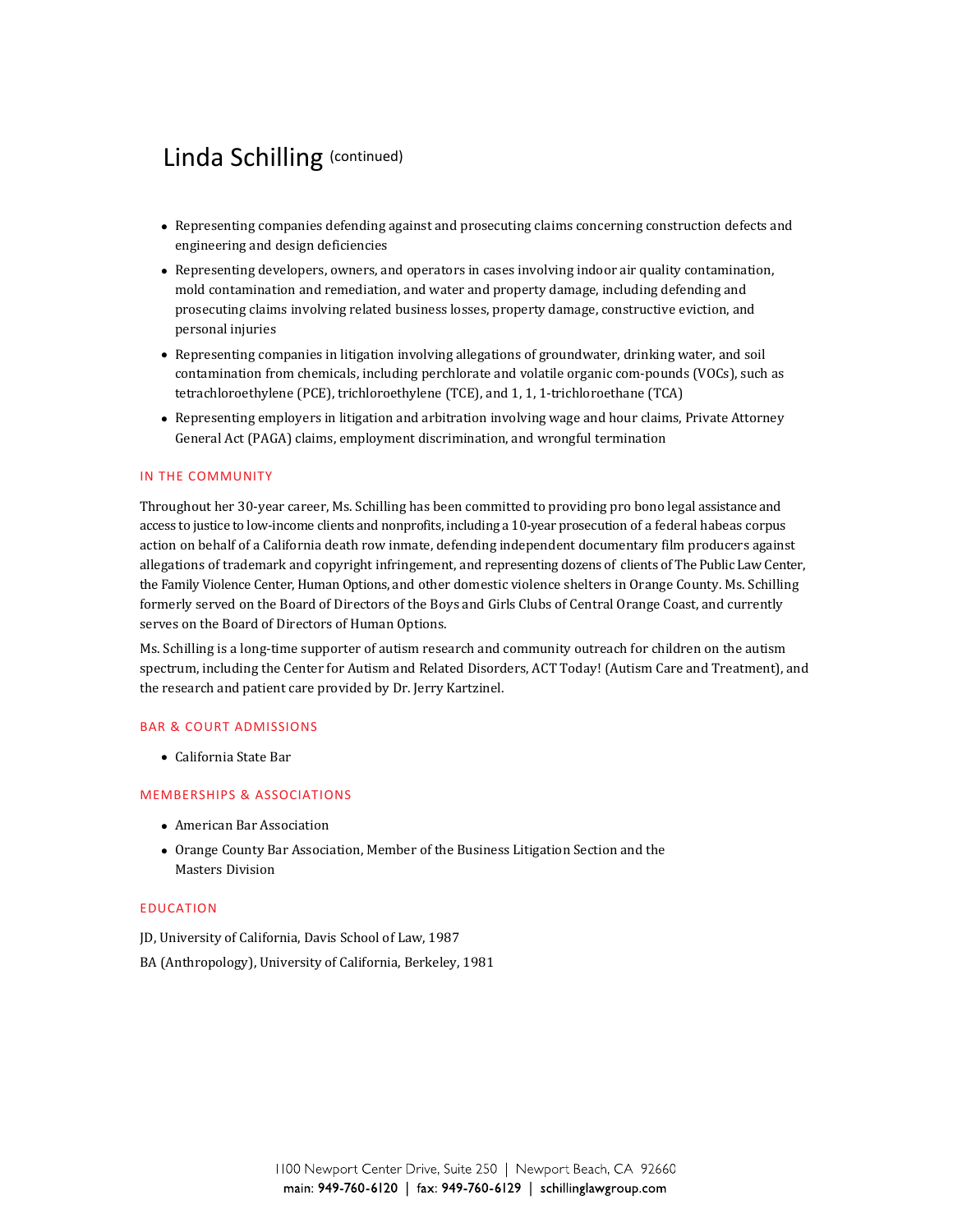# Linda Schilling (continued)

- Representing companies defending against and prosecuting claims concerning construction defects and engineering and design deficiencies
- Representing developers, owners, and operators in cases involving indoor air quality contamination, mold contamination and remediation, and water and property damage, including defending and prosecuting claims involving related business losses, property damage, constructive eviction, and personal injuries
- Representing companies in litigation involving allegations of groundwater, drinking water, and soil contamination from chemicals, including perchlorate and volatile organic com-pounds (VOCs), such as tetrachloroethylene (PCE), trichloroethylene (TCE), and 1, 1, 1-trichloroethane (TCA)
- Representing employers in litigation and arbitration involving wage and hour claims, Private Attorney General Act (PAGA) claims, employment discrimination, and wrongful termination

## IN THE COMMUNITY

Throughout her 30-year career, Ms. Schilling has been committed to providing pro bono legal assistance and access to justice to low-income clients and nonprofits, including a 10-year prosecution of a federal habeas corpus action on behalf of a California death row inmate, defending independent documentary film producers against allegations of trademark and copyright infringement, and representing dozens of clients of The Public Law Center, the Family Violence Center, Human Options, and other domestic violence shelters in Orange County. Ms. Schilling formerly served on the Board of Directors of the Boys and Girls Clubs of Central Orange Coast, and currently serves on the Board of Directors of Human Options.

Ms. Schilling is a long-time supporter of autism research and community outreach for children on the autism spectrum, including the Center for Autism and Related Disorders, ACT Today! (Autism Care and Treatment), and the research and patient care provided by Dr. Jerry Kartzinel.

## BAR & COURT ADMISSIONS

- California State Bar

## MEMBERSHIPS & ASSOCIATIONS

- American Bar Association
- Orange County Bar Association, Member of the Business Litigation Section and the Masters Division

## EDUCATION

JD, University of California, Davis School of Law, 1987

BA (Anthropology), University of California, Berkeley, 1981

1100 Newport Center Drive, Suite 250 | Newport Beach, CA 92660
main: 949-760-6120 | fax: 949-760-6129 | schillinglawgroup.com